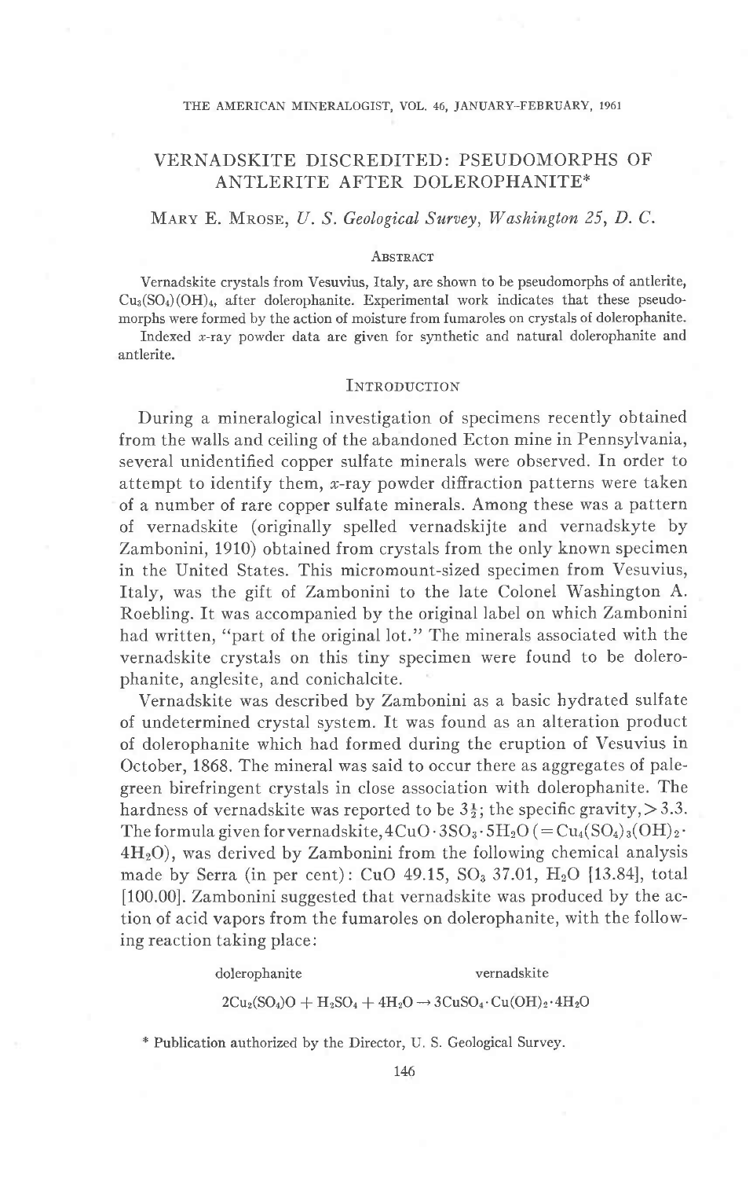# VERNADSKITE DISCREDITED: PSEUDOMORPHS OF ANTLERITE AFTER DOLEROPHANITE*

MARY E. MROSE, *U. S. Geological Survey, Washington 25, D. C.*

## ABSTRACT

Vernadskite crystals from Vesuvius, Italy, are shown to be pseudomorphs of antlerite, $Cu_3(SO_4)(OH)_4$, after dolerophanite. Experimental work indicates that these pseudomorphs were formed by the action of moisture from fumaroles on crystals of dolerophanite.

Indexed *x*-ray powder data are given for synthetic and natural dolerophanite and antlerite.

## INTRODUCTION

During a mineralogical investigation of specimens recently obtained from the walls and ceiling of the abandoned Ecton mine in Pennsylvania, several unidentified copper sulfate minerals were observed. In order to attempt to identify them, *x*-ray powder diffraction patterns were taken of a number of rare copper sulfate minerals. Among these was a pattern of vernadskite (originally spelled vernadskijte and vernadskyte by Zambonini, 1910) obtained from crystals from the only known specimen in the United States. This micromount-sized specimen from Vesuvius, Italy, was the gift of Zambonini to the late Colonel Washington A. Roebling. It was accompanied by the original label on which Zambonini had written, "part of the original lot." The minerals associated with the vernadskite crystals on this tiny specimen were found to be dolerophanite, anglesite, and conichalcite.

Vernadskite was described by Zambonini as a basic hydrated sulfate of undetermined crystal system. It was found as an alteration product of dolerophanite which had formed during the eruption of Vesuvius in October, 1868. The mineral was said to occur there as aggregates of pale-green birefringent crystals in close association with dolerophanite. The hardness of vernadskite was reported to be $3\frac{1}{2}$; the specific gravity, $>3.3$. The formula given for vernadskite, $4CuO \cdot 3SO_3 \cdot 5H_2O$ ($=Cu_4(SO_4)_3(OH)_2 \cdot 4H_2O$), was derived by Zambonini from the following chemical analysis made by Serra (in per cent): CuO 49.15, $SO_3$ 37.01, $H_2O$ [13.84], total [100.00]. Zambonini suggested that vernadskite was produced by the action of acid vapors from the fumaroles on dolerophanite, with the following reaction taking place:

$$\begin{array}{ccc} \text{dolerophanite} & & \text{vernadskite} \\ 2Cu_2(SO_4)O + H_2SO_4 + 4H_2O & \rightarrow & 3CuSO_4 \cdot Cu(OH)_2 \cdot 4H_2O \end{array}$$

\* Publication authorized by the Director, U. S. Geological Survey.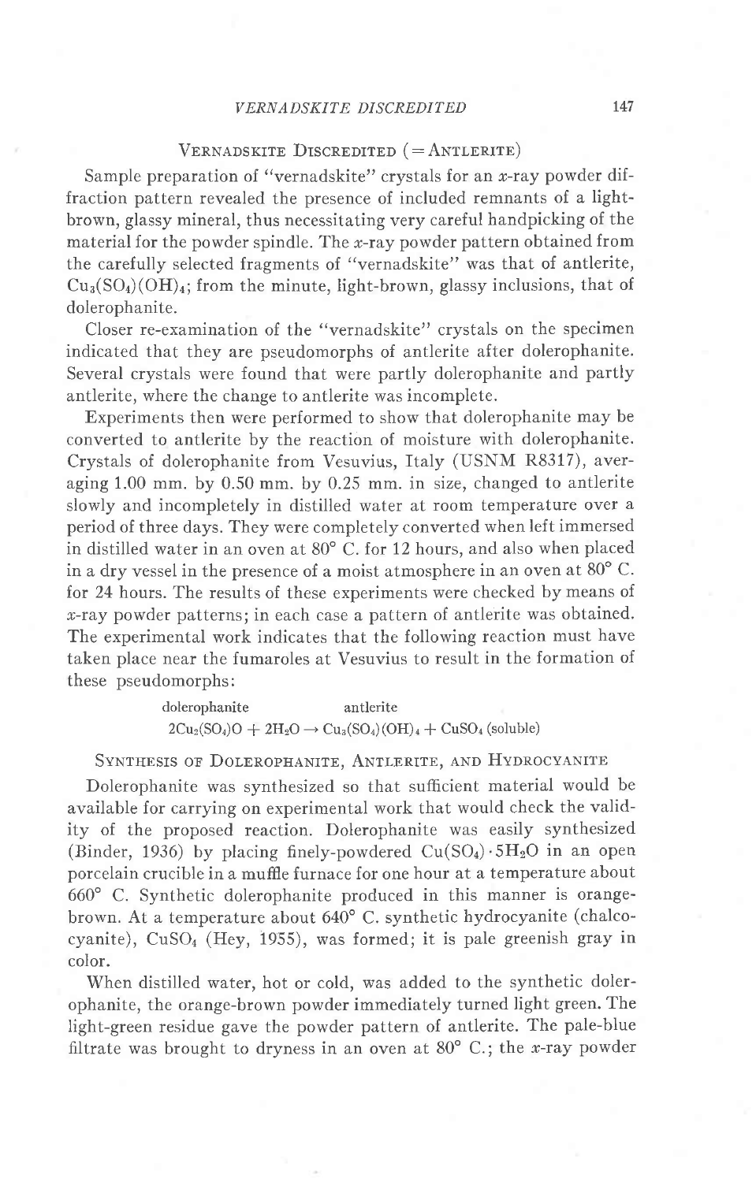## Vernadskite Discredited (= Antlerite)

Sample preparation of "vernadskite" crystals for an $x$-ray powder diffraction pattern revealed the presence of included remnants of a light-brown, glassy mineral, thus necessitating very careful handpicking of the material for the powder spindle. The $x$-ray powder pattern obtained from the carefully selected fragments of "vernadskite" was that of antlerite, $Cu_3(SO_4)(OH)_4$; from the minute, light-brown, glassy inclusions, that of dolerophanite.

Closer re-examination of the "vernadskite" crystals on the specimen indicated that they are pseudomorphs of antlerite after dolerophanite. Several crystals were found that were partly dolerophanite and partly antlerite, where the change to antlerite was incomplete.

Experiments then were performed to show that dolerophanite may be converted to antlerite by the reaction of moisture with dolerophanite. Crystals of dolerophanite from Vesuvius, Italy (USNM R8317), averaging 1.00 mm. by 0.50 mm. by 0.25 mm. in size, changed to antlerite slowly and incompletely in distilled water at room temperature over a period of three days. They were completely converted when left immersed in distilled water in an oven at 80° C. for 12 hours, and also when placed in a dry vessel in the presence of a moist atmosphere in an oven at 80° C. for 24 hours. The results of these experiments were checked by means of $x$-ray powder patterns; in each case a pattern of antlerite was obtained. The experimental work indicates that the following reaction must have taken place near the fumaroles at Vesuvius to result in the formation of these pseudomorphs:

$$\underset{\text{dolerophanite}}{2Cu_2(SO_4)O} + 2H_2O \rightarrow \underset{\text{antlerite}}{Cu_3(SO_4)(OH)_4} + CuSO_4\ \text{(soluble)}$$

## Synthesis of Dolerophanite, Antlerite, and Hydrocyanite

Dolerophanite was synthesized so that sufficient material would be available for carrying on experimental work that would check the validity of the proposed reaction. Dolerophanite was easily synthesized (Binder, 1936) by placing finely-powdered $Cu(SO_4)\cdot 5H_2O$ in an open porcelain crucible in a muffle furnace for one hour at a temperature about 660° C. Synthetic dolerophanite produced in this manner is orange-brown. At a temperature about 640° C. synthetic hydrocyanite (chalcocyanite), $CuSO_4$ (Hey, 1955), was formed; it is pale greenish gray in color.

When distilled water, hot or cold, was added to the synthetic dolerophanite, the orange-brown powder immediately turned light green. The light-green residue gave the powder pattern of antlerite. The pale-blue filtrate was brought to dryness in an oven at 80° C.; the $x$-ray powder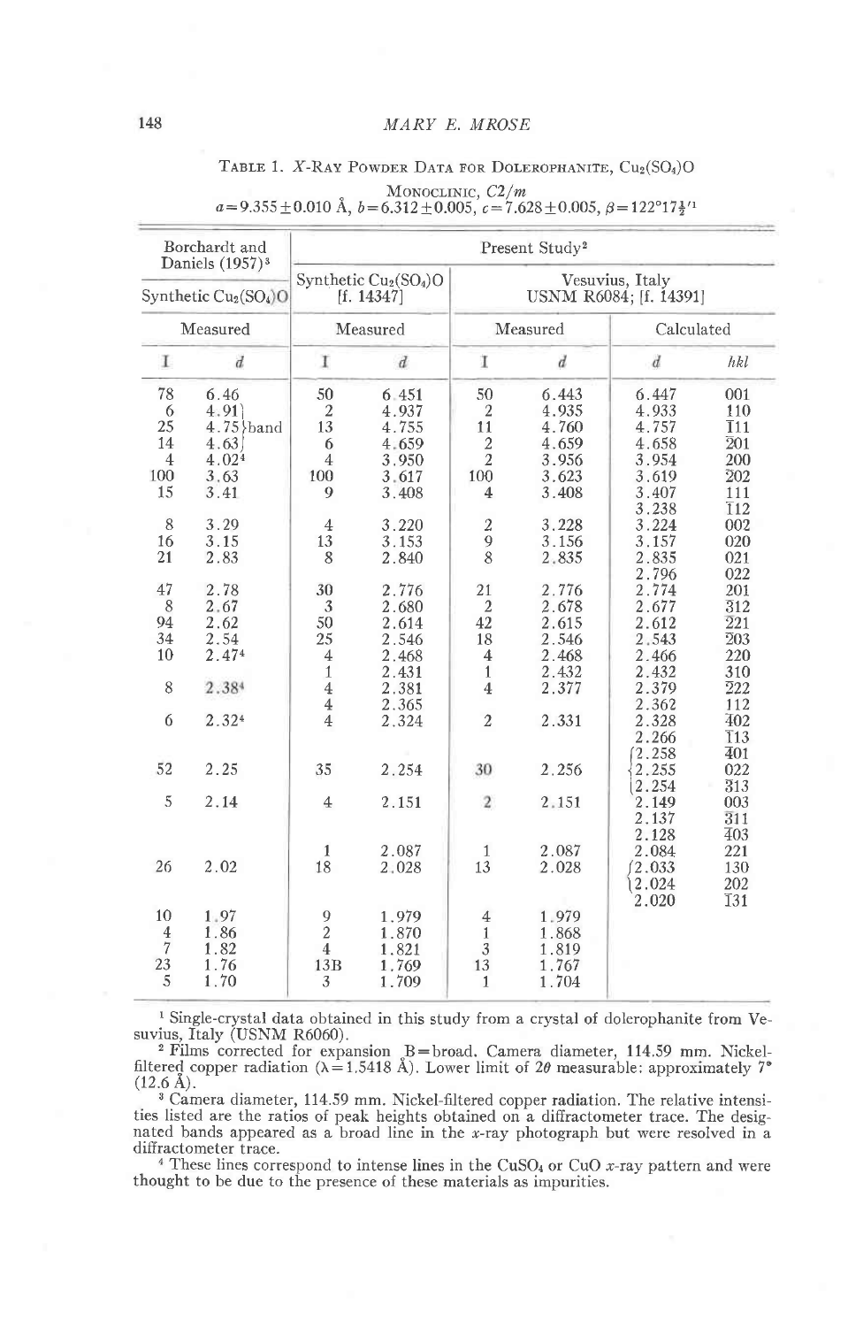TABLE 1. X-RAY POWDER DATA FOR DOLEROPHANITE, $Cu_2(SO_4)O$

MONOCLINIC, $C2/m$

$a=9.355\pm0.010$ Å, $b=6.312\pm0.005$, $c=7.628\pm0.005$, $\beta=122°17\frac{1}{2}'$[1]

| Borchardt and Daniels (1957)[3] | | Present Study[2] | | | | | |
|---|---|---|---|---|---|---|---|
| Synthetic $Cu_2(SO_4)O$ | | Synthetic $Cu_2(SO_4)O$ [f. 14347] | | Vesuvius, Italy USNM R6084; [f. 14391] | | | |
| Measured | | Measured | | Measured | | Calculated | |
| I | d | I | d | I | d | d | hkl |
| 78 | 6.46 | 50 | 6.451 | 50 | 6.443 | 6.447 | 001 |
| 6 | 4.91 } band | 2 | 4.937 | 2 | 4.935 | 4.933 | 110 |
| 25 | 4.75 } band | 13 | 4.755 | 11 | 4.760 | 4.757 | $\bar{1}$11 |
| 14 | 4.63 } band | 6 | 4.659 | 2 | 4.659 | 4.658 | $\bar{2}$01 |
| 4 | 4.02[4] | 4 | 3.950 | 2 | 3.956 | 3.954 | 200 |
| 100 | 3.63 | 100 | 3.617 | 100 | 3.623 | 3.619 | $\bar{2}$02 |
| 15 | 3.41 | 9 | 3.408 | 4 | 3.408 | 3.407 | 111 |
| | | | | | | 3.238 | $\bar{1}$12 |
| 8 | 3.29 | 4 | 3.220 | 2 | 3.228 | 3.224 | 002 |
| 16 | 3.15 | 13 | 3.153 | 9 | 3.156 | 3.157 | 020 |
| 21 | 2.83 | 8 | 2.840 | 8 | 2.835 | 2.835 | 021 |
| | | | | | | 2.796 | 022 |
| 47 | 2.78 | 30 | 2.776 | 21 | 2.776 | 2.774 | 201 |
| 8 | 2.67 | 3 | 2.680 | 2 | 2.678 | 2.677 | $\bar{3}$12 |
| 94 | 2.62 | 50 | 2.614 | 42 | 2.615 | 2.612 | $\bar{2}$21 |
| 34 | 2.54 | 25 | 2.546 | 18 | 2.546 | 2.543 | $\bar{2}$03 |
| 10 | 2.47[4] | 4 | 2.468 | 4 | 2.468 | 2.466 | 220 |
| | | 1 | 2.431 | 1 | 2.432 | 2.432 | 310 |
| 8 | 2.38[4] | 4 | 2.381 | 4 | 2.377 | 2.379 | $\bar{2}$22 |
| | | 4 | 2.365 | | | 2.362 | 112 |
| 6 | 2.32[4] | 4 | 2.324 | 2 | 2.331 | 2.328 | $\bar{4}$02 |
| | | | | | | 2.266 | $\bar{1}$13 |
| | | | | | | 2.258 | $\bar{4}$01 |
| 52 | 2.25 | 35 | 2.254 | 30 | 2.256 | 2.255 | 022 |
| | | | | | | 2.254 | $\bar{3}$13 |
| 5 | 2.14 | 4 | 2.151 | 2 | 2.151 | 2.149 | 003 |
| | | | | | | 2.137 | $\bar{3}$11 |
| | | | | | | 2.128 | $\bar{4}$03 |
| | | 1 | 2.087 | 1 | 2.087 | 2.084 | 221 |
| 26 | 2.02 | 18 | 2.028 | 13 | 2.028 | 2.033 | 130 |
| | | | | | | 2.024 | 202 |
| | | | | | | 2.020 | $\bar{1}$31 |
| 10 | 1.97 | 9 | 1.979 | 4 | 1.979 | | |
| 4 | 1.86 | 2 | 1.870 | 1 | 1.868 | | |
| 7 | 1.82 | 4 | 1.821 | 3 | 1.819 | | |
| 23 | 1.76 | 13B | 1.769 | 13 | 1.767 | | |
| 5 | 1.70 | 3 | 1.709 | 1 | 1.704 | | |

[1] Single-crystal data obtained in this study from a crystal of dolerophanite from Vesuvius, Italy (USNM R6060).

[2] Films corrected for expansion B=broad. Camera diameter, 114.59 mm. Nickel-filtered copper radiation (λ=1.5418 Å). Lower limit of 2θ measurable: approximately 7° (12.6 Å).

[3] Camera diameter, 114.59 mm. Nickel-filtered copper radiation. The relative intensities listed are the ratios of peak heights obtained on a diffractometer trace. The designated bands appeared as a broad line in the x-ray photograph but were resolved in a diffractometer trace.

[4] These lines correspond to intense lines in the $CuSO_4$ or CuO x-ray pattern and were thought to be due to the presence of these materials as impurities.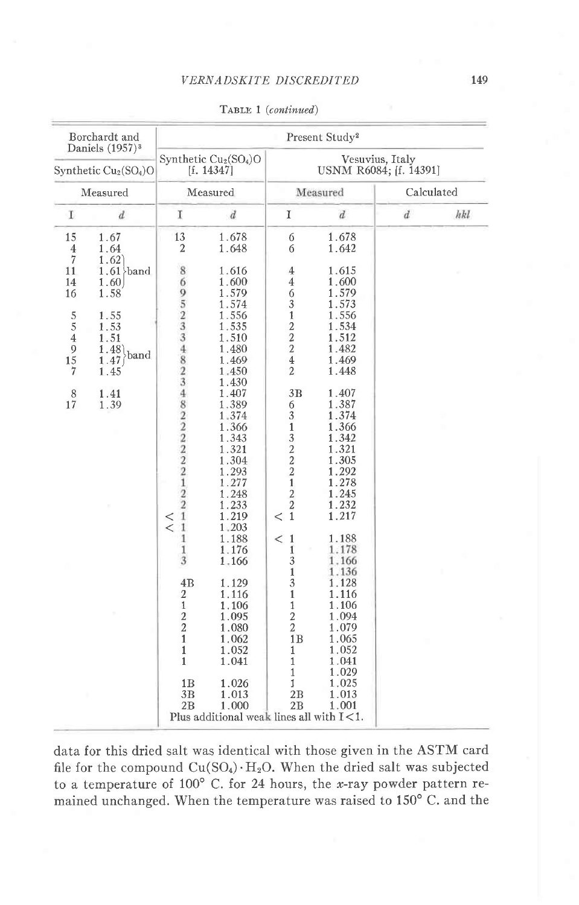TABLE 1 (*continued*)

| Borchardt and Daniels (1957)[3] | | Present Study[2] | | | | | |
|---|---|---|---|---|---|---|---|
| Synthetic $Cu_2(SO_4)O$ | | Synthetic $Cu_2(SO_4)O$ [f. 14347] | | Vesuvius, Italy USNM R6084; [f. 14391] | | | |
| Measured | | Measured | | Measured | | Calculated | |
| I | d | I | d | I | d | d | hkl |
| 15 | 1.67 | 13 | 1.678 | 6 | 1.678 | | |
| 4 | 1.64 | 2 | 1.648 | 6 | 1.642 | | |
| 7 | 1.62 } | | | | | | |
| 11 | 1.61 } band | 8 | 1.616 | 4 | 1.615 | | |
| 14 | 1.60 } | 6 | 1.600 | 4 | 1.600 | | |
| 16 | 1.58 | 9 | 1.579 | 6 | 1.579 | | |
| | | 5 | 1.574 | 3 | 1.573 | | |
| 5 | 1.55 | 2 | 1.556 | 1 | 1.556 | | |
| 5 | 1.53 | 3 | 1.535 | 2 | 1.534 | | |
| 4 | 1.51 | 3 | 1.510 | 2 | 1.512 | | |
| 9 | 1.48 } band | 4 | 1.480 | 2 | 1.482 | | |
| 15 | 1.47 } | 8 | 1.469 | 4 | 1.469 | | |
| 7 | 1.45 | 2 | 1.450 | 2 | 1.448 | | |
| | | 3 | 1.430 | | | | |
| 8 | 1.41 | 4 | 1.407 | 3B | 1.407 | | |
| 17 | 1.39 | 8 | 1.389 | 6 | 1.387 | | |
| | | 2 | 1.374 | 3 | 1.374 | | |
| | | 2 | 1.366 | 1 | 1.366 | | |
| | | 2 | 1.343 | 3 | 1.342 | | |
| | | 2 | 1.321 | 2 | 1.321 | | |
| | | 2 | 1.304 | 2 | 1.305 | | |
| | | 2 | 1.293 | 2 | 1.292 | | |
| | | 1 | 1.277 | 1 | 1.278 | | |
| | | 2 | 1.248 | 2 | 1.245 | | |
| | | 2 | 1.233 | 2 | 1.232 | | |
| | | <1 | 1.219 | <1 | 1.217 | | |
| | | <1 | 1.203 | | | | |
| | | 1 | 1.188 | <1 | 1.188 | | |
| | | 1 | 1.176 | 1 | 1.178 | | |
| | | 3 | 1.166 | 3 | 1.166 | | |
| | | | | 1 | 1.136 | | |
| | | 4B | 1.129 | 3 | 1.128 | | |
| | | 2 | 1.116 | 1 | 1.116 | | |
| | | 1 | 1.106 | 1 | 1.106 | | |
| | | 2 | 1.095 | 2 | 1.094 | | |
| | | 2 | 1.080 | 2 | 1.079 | | |
| | | 1 | 1.062 | 1B | 1.065 | | |
| | | 1 | 1.052 | 1 | 1.052 | | |
| | | 1 | 1.041 | 1 | 1.041 | | |
| | | | | 1 | 1.029 | | |
| | | 1B | 1.026 | 1 | 1.025 | | |
| | | 3B | 1.013 | 2B | 1.013 | | |
| | | 2B | 1.000 | 2B | 1.001 | | |
| | | Plus additional weak lines all with I<1. | | | | | |

data for this dried salt was identical with those given in the ASTM card file for the compound $Cu(SO_4) \cdot H_2O$. When the dried salt was subjected to a temperature of 100° C. for 24 hours, the *x*-ray powder pattern remained unchanged. When the temperature was raised to 150° C. and the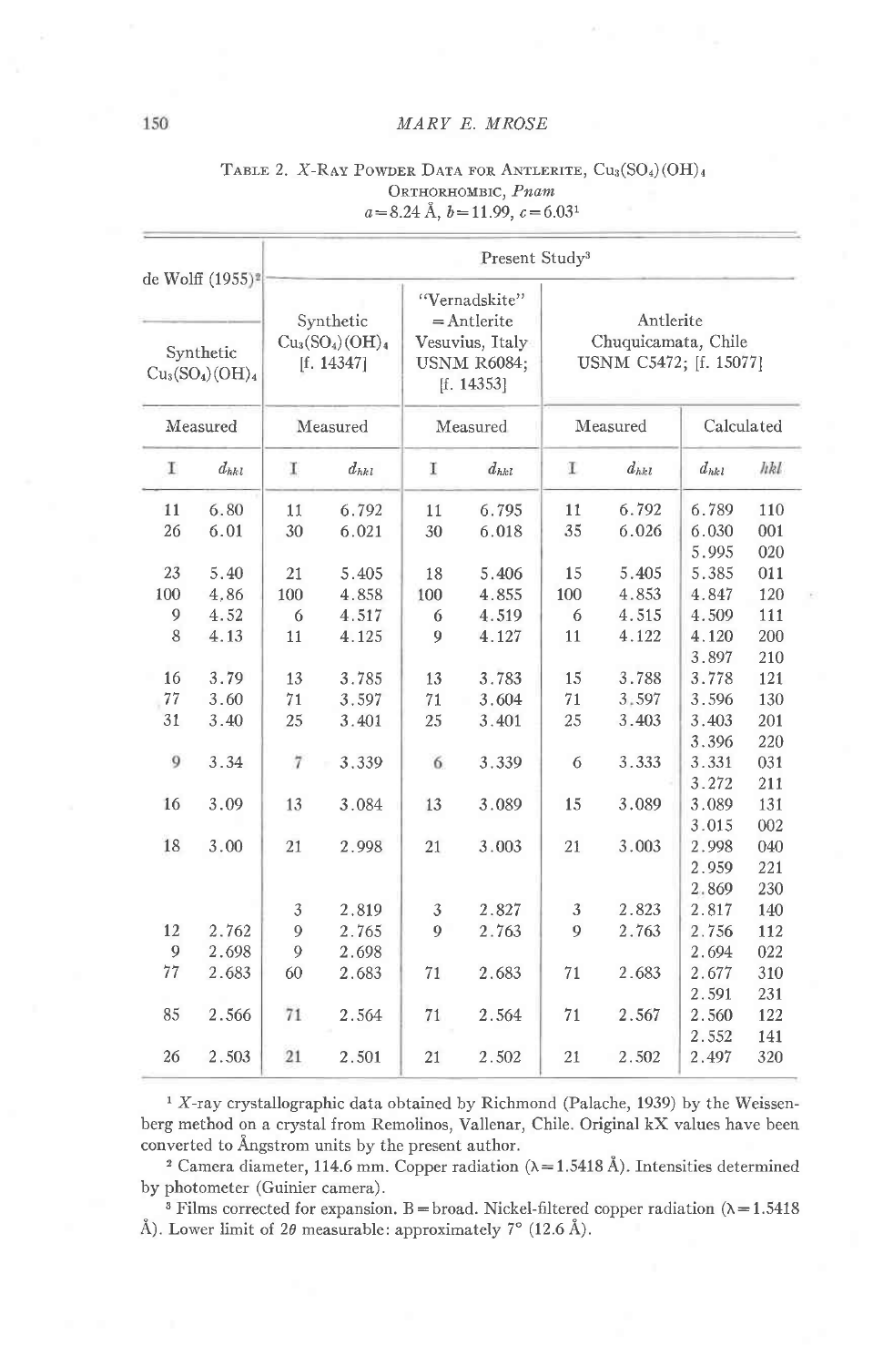TABLE 2. X-RAY POWDER DATA FOR ANTLERITE, $Cu_3(SO_4)(OH)_4$

ORTHORHOMBIC, *Pnam*

$a = 8.24$ Å, $b = 11.99$, $c = 6.03$[1]

| de Wolff (1955)[2] | | Present Study[3] | | | | | | | | |
|---|---|---|---|---|---|---|---|---|---|---|
| Synthetic $Cu_3(SO_4)(OH)_4$ | | Synthetic $Cu_3(SO_4)(OH)_4$ [f. 14347] | | "Vernadskite" = Antlerite Vesuvius, Italy USNM R6084; [f. 14353] | | Antlerite Chuquicamata, Chile USNM C5472; [f. 15077] | | | | |
| Measured | | Measured | | Measured | | Measured | | Calculated | | |
| I | $d_{hkl}$ | I | $d_{hkl}$ | I | $d_{hkl}$ | I | $d_{hkl}$ | $d_{hkl}$ | | $hkl$ |
| 11 | 6.80 | 11 | 6.792 | 11 | 6.795 | 11 | 6.792 | 6.789 | | 110 |
| 26 | 6.01 | 30 | 6.021 | 30 | 6.018 | 35 | 6.026 | 6.030 | | 001 |
| | | | | | | | | 5.995 | | 020 |
| 23 | 5.40 | 21 | 5.405 | 18 | 5.406 | 15 | 5.405 | 5.385 | | 011 |
| 100 | 4.86 | 100 | 4.858 | 100 | 4.855 | 100 | 4.853 | 4.847 | | 120 |
| 9 | 4.52 | 6 | 4.517 | 6 | 4.519 | 6 | 4.515 | 4.509 | | 111 |
| 8 | 4.13 | 11 | 4.125 | 9 | 4.127 | 11 | 4.122 | 4.120 | | 200 |
| | | | | | | | | 3.897 | | 210 |
| 16 | 3.79 | 13 | 3.785 | 13 | 3.783 | 15 | 3.788 | 3.778 | | 121 |
| 77 | 3.60 | 71 | 3.597 | 71 | 3.604 | 71 | 3.597 | 3.596 | | 130 |
| 31 | 3.40 | 25 | 3.401 | 25 | 3.401 | 25 | 3.403 | 3.403 | | 201 |
| | | | | | | | | 3.396 | | 220 |
| 9 | 3.34 | 7 | 3.339 | 6 | 3.339 | 6 | 3.333 | 3.331 | | 031 |
| | | | | | | | | 3.272 | | 211 |
| 16 | 3.09 | 13 | 3.084 | 13 | 3.089 | 15 | 3.089 | 3.089 | | 131 |
| | | | | | | | | 3.015 | | 002 |
| 18 | 3.00 | 21 | 2.998 | 21 | 3.003 | 21 | 3.003 | 2.998 | | 040 |
| | | | | | | | | 2.959 | | 221 |
| | | | | | | | | 2.869 | | 230 |
| | | 3 | 2.819 | 3 | 2.827 | 3 | 2.823 | 2.817 | | 140 |
| 12 | 2.762 | 9 | 2.765 | 9 | 2.763 | 9 | 2.763 | 2.756 | | 112 |
| 9 | 2.698 | 9 | 2.698 | | | | | 2.694 | | 022 |
| 77 | 2.683 | 60 | 2.683 | 71 | 2.683 | 71 | 2.683 | 2.677 | | 310 |
| | | | | | | | | 2.591 | | 231 |
| 85 | 2.566 | 71 | 2.564 | 71 | 2.564 | 71 | 2.567 | 2.560 | | 122 |
| | | | | | | | | 2.552 | | 141 |
| 26 | 2.503 | 21 | 2.501 | 21 | 2.502 | 21 | 2.502 | 2.497 | | 320 |

[1] X-ray crystallographic data obtained by Richmond (Palache, 1939) by the Weissenberg method on a crystal from Remolinos, Vallenar, Chile. Original kX values have been converted to Ångstrom units by the present author.

[2] Camera diameter, 114.6 mm. Copper radiation ($\lambda = 1.5418$ Å). Intensities determined by photometer (Guinier camera).

[3] Films corrected for expansion. B = broad. Nickel-filtered copper radiation ($\lambda = 1.5418$ Å). Lower limit of $2\theta$ measurable: approximately 7° (12.6 Å).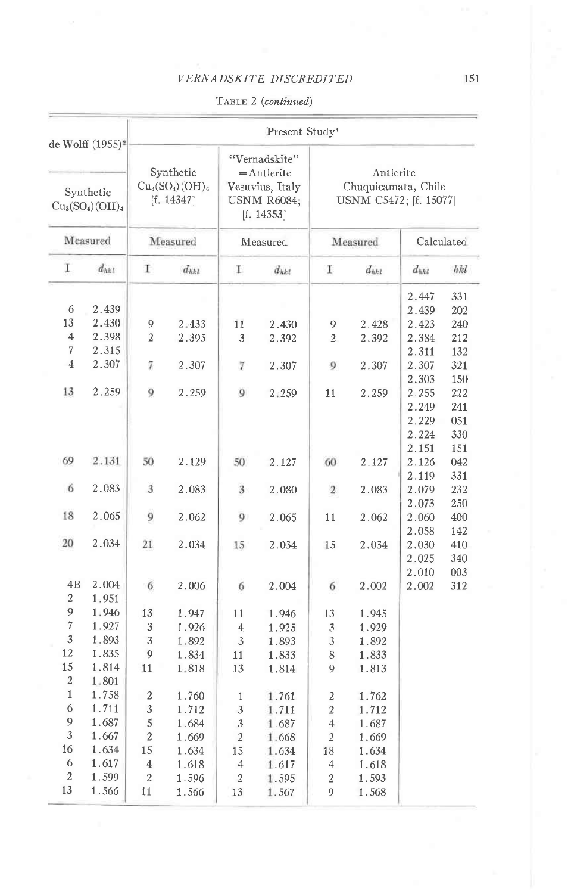TABLE 2 (*continued*)

| de Wolff (1955)[2] | | Present Study[3] | | | | | | | |
|---|---|---|---|---|---|---|---|---|---|
| Synthetic $Cu_3(SO_4)(OH)_4$ | | Synthetic $Cu_3(SO_4)(OH)_4$ [f. 14347] | | "Vernadskite" = Antlerite Vesuvius, Italy USNM R6084; [f. 14353] | | Antlerite Chuquicamata, Chile USNM C5472; [f. 15077] | | | |
| Measured | | Measured | | Measured | | Measured | | Calculated | |
| I | $d_{hkl}$ | I | $d_{hkl}$ | I | $d_{hkl}$ | I | $d_{hkl}$ | $d_{hkl}$ | $hkl$ |
| | | | | | | | | 2.447 | 331 |
| 6 | 2.439 | | | | | | | 2.439 | 202 |
| 13 | 2.430 | 9 | 2.433 | 11 | 2.430 | 9 | 2.428 | 2.423 | 240 |
| 4 | 2.398 | 2 | 2.395 | 3 | 2.392 | 2 | 2.392 | 2.384 | 212 |
| 7 | 2.315 | | | | | | | 2.311 | 132 |
| 4 | 2.307 | 7 | 2.307 | 7 | 2.307 | 9 | 2.307 | 2.307 | 321 |
| | | | | | | | | 2.303 | 150 |
| 13 | 2.259 | 9 | 2.259 | 9 | 2.259 | 11 | 2.259 | 2.255 | 222 |
| | | | | | | | | 2.249 | 241 |
| | | | | | | | | 2.229 | 051 |
| | | | | | | | | 2.224 | 330 |
| | | | | | | | | 2.151 | 151 |
| 69 | 2.131 | 50 | 2.129 | 50 | 2.127 | 60 | 2.127 | 2.126 | 042 |
| | | | | | | | | 2.119 | 331 |
| 6 | 2.083 | 3 | 2.083 | 3 | 2.080 | 2 | 2.083 | 2.079 | 232 |
| | | | | | | | | 2.073 | 250 |
| 18 | 2.065 | 9 | 2.062 | 9 | 2.065 | 11 | 2.062 | 2.060 | 400 |
| | | | | | | | | 2.058 | 142 |
| 20 | 2.034 | 21 | 2.034 | 15 | 2.034 | 15 | 2.034 | 2.030 | 410 |
| | | | | | | | | 2.025 | 340 |
| | | | | | | | | 2.010 | 003 |
| 4B | 2.004 | 6 | 2.006 | 6 | 2.004 | 6 | 2.002 | 2.002 | 312 |
| 2 | 1.951 | | | | | | | | |
| 9 | 1.946 | 13 | 1.947 | 11 | 1.946 | 13 | 1.945 | | |
| 7 | 1.927 | 3 | 1.926 | 4 | 1.925 | 3 | 1.929 | | |
| 3 | 1.893 | 3 | 1.892 | 3 | 1.893 | 3 | 1.892 | | |
| 12 | 1.835 | 9 | 1.834 | 11 | 1.833 | 8 | 1.833 | | |
| 15 | 1.814 | 11 | 1.818 | 13 | 1.814 | 9 | 1.813 | | |
| 2 | 1.801 | | | | | | | | |
| 1 | 1.758 | 2 | 1.760 | 1 | 1.761 | 2 | 1.762 | | |
| 6 | 1.711 | 3 | 1.712 | 3 | 1.711 | 2 | 1.712 | | |
| 9 | 1.687 | 5 | 1.684 | 3 | 1.687 | 4 | 1.687 | | |
| 3 | 1.667 | 2 | 1.669 | 2 | 1.668 | 2 | 1.669 | | |
| 16 | 1.634 | 15 | 1.634 | 15 | 1.634 | 18 | 1.634 | | |
| 6 | 1.617 | 4 | 1.618 | 4 | 1.617 | 4 | 1.618 | | |
| 2 | 1.599 | 2 | 1.596 | 2 | 1.595 | 2 | 1.593 | | |
| 13 | 1.566 | 11 | 1.566 | 13 | 1.567 | 9 | 1.568 | | |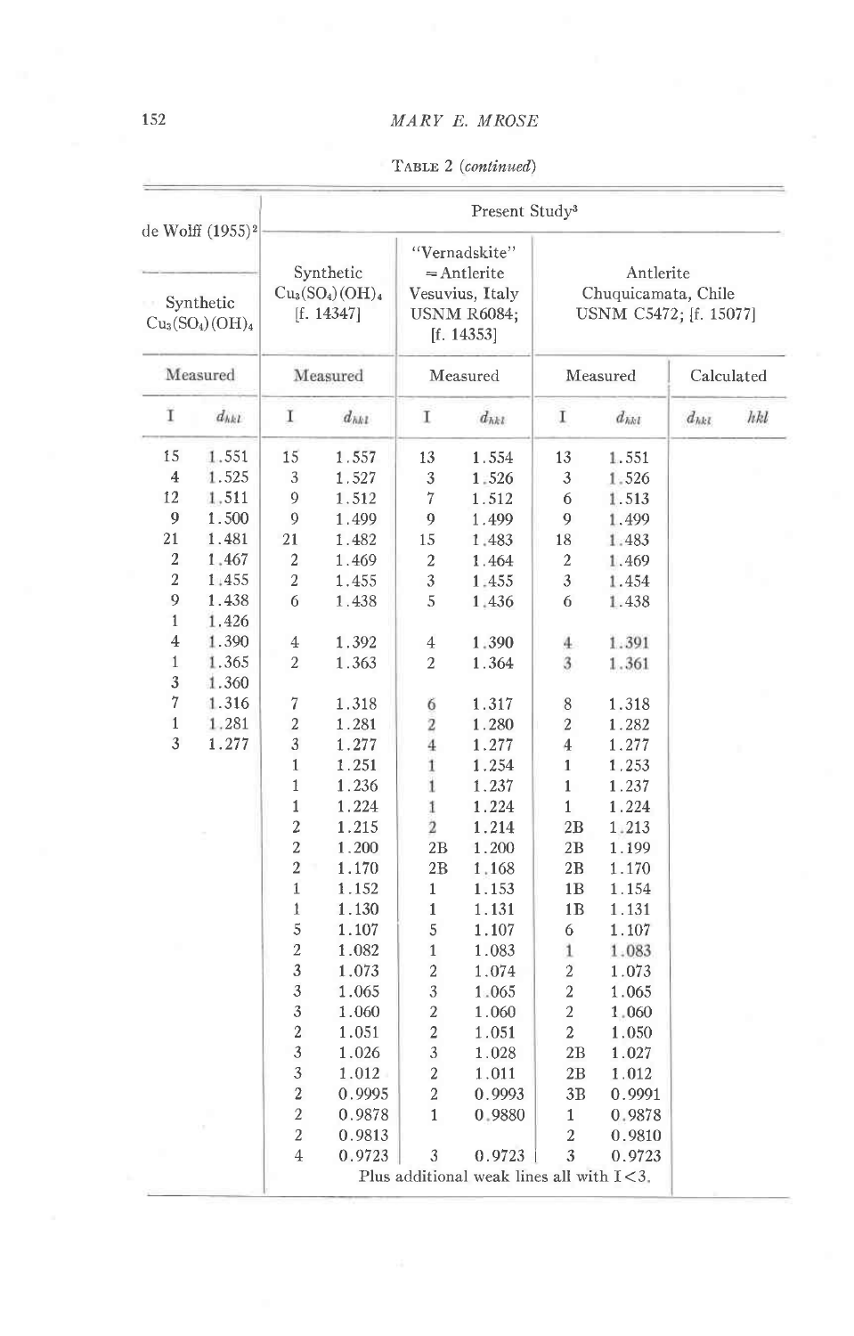TABLE 2 (*continued*)

| de Wolff (1955)[2] | | Present Study[3] | | | | | | | |
|---|---|---|---|---|---|---|---|---|---|
| Synthetic $Cu_3(SO_4)(OH)_4$ | | Synthetic $Cu_3(SO_4)(OH)_4$ [f. 14347] | | "Vernadskite" = Antlerite Vesuvius, Italy USNM R6084; [f. 14353] | | Antlerite Chuquicamata, Chile USNM C5472; [f. 15077] | | | |
| Measured | | Measured | | Measured | | Measured | | Calculated | |
| I | $d_{hkl}$ | I | $d_{hkl}$ | I | $d_{hkl}$ | I | $d_{hkl}$ | $d_{hkl}$ | $hkl$ |
| 15 | 1.551 | 15 | 1.557 | 13 | 1.554 | 13 | 1.551 | | |
| 4 | 1.525 | 3 | 1.527 | 3 | 1.526 | 3 | 1.526 | | |
| 12 | 1.511 | 9 | 1.512 | 7 | 1.512 | 6 | 1.513 | | |
| 9 | 1.500 | 9 | 1.499 | 9 | 1.499 | 9 | 1.499 | | |
| 21 | 1.481 | 21 | 1.482 | 15 | 1.483 | 18 | 1.483 | | |
| 2 | 1.467 | 2 | 1.469 | 2 | 1.464 | 2 | 1.469 | | |
| 2 | 1.455 | 2 | 1.455 | 3 | 1.455 | 3 | 1.454 | | |
| 9 | 1.438 | 6 | 1.438 | 5 | 1.436 | 6 | 1.438 | | |
| 1 | 1.426 | | | | | | | | |
| 4 | 1.390 | 4 | 1.392 | 4 | 1.390 | 4 | 1.391 | | |
| 1 | 1.365 | 2 | 1.363 | 2 | 1.364 | 3 | 1.361 | | |
| 3 | 1.360 | | | | | | | | |
| 7 | 1.316 | 7 | 1.318 | 6 | 1.317 | 8 | 1.318 | | |
| 1 | 1.281 | 2 | 1.281 | 2 | 1.280 | 2 | 1.282 | | |
| 3 | 1.277 | 3 | 1.277 | 4 | 1.277 | 4 | 1.277 | | |
| | | 1 | 1.251 | 1 | 1.254 | 1 | 1.253 | | |
| | | 1 | 1.236 | 1 | 1.237 | 1 | 1.237 | | |
| | | 1 | 1.224 | 1 | 1.224 | 1 | 1.224 | | |
| | | 2 | 1.215 | 2 | 1.214 | 2B | 1.213 | | |
| | | 2 | 1.200 | 2B | 1.200 | 2B | 1.199 | | |
| | | 2 | 1.170 | 2B | 1.168 | 2B | 1.170 | | |
| | | 1 | 1.152 | 1 | 1.153 | 1B | 1.154 | | |
| | | 1 | 1.130 | 1 | 1.131 | 1B | 1.131 | | |
| | | 5 | 1.107 | 5 | 1.107 | 6 | 1.107 | | |
| | | 2 | 1.082 | 1 | 1.083 | 1 | 1.083 | | |
| | | 3 | 1.073 | 2 | 1.074 | 2 | 1.073 | | |
| | | 3 | 1.065 | 3 | 1.065 | 2 | 1.065 | | |
| | | 3 | 1.060 | 2 | 1.060 | 2 | 1.060 | | |
| | | 2 | 1.051 | 2 | 1.051 | 2 | 1.050 | | |
| | | 3 | 1.026 | 3 | 1.028 | 2B | 1.027 | | |
| | | 3 | 1.012 | 2 | 1.011 | 2B | 1.012 | | |
| | | 2 | 0.9995 | 2 | 0.9993 | 3B | 0.9991 | | |
| | | 2 | 0.9878 | 1 | 0.9880 | 1 | 0.9878 | | |
| | | 2 | 0.9813 | | | 2 | 0.9810 | | |
| | | 4 | 0.9723 | 3 | 0.9723 | 3 | 0.9723 | | |
| | | Plus additional weak lines all with I<3. | | | | | | | |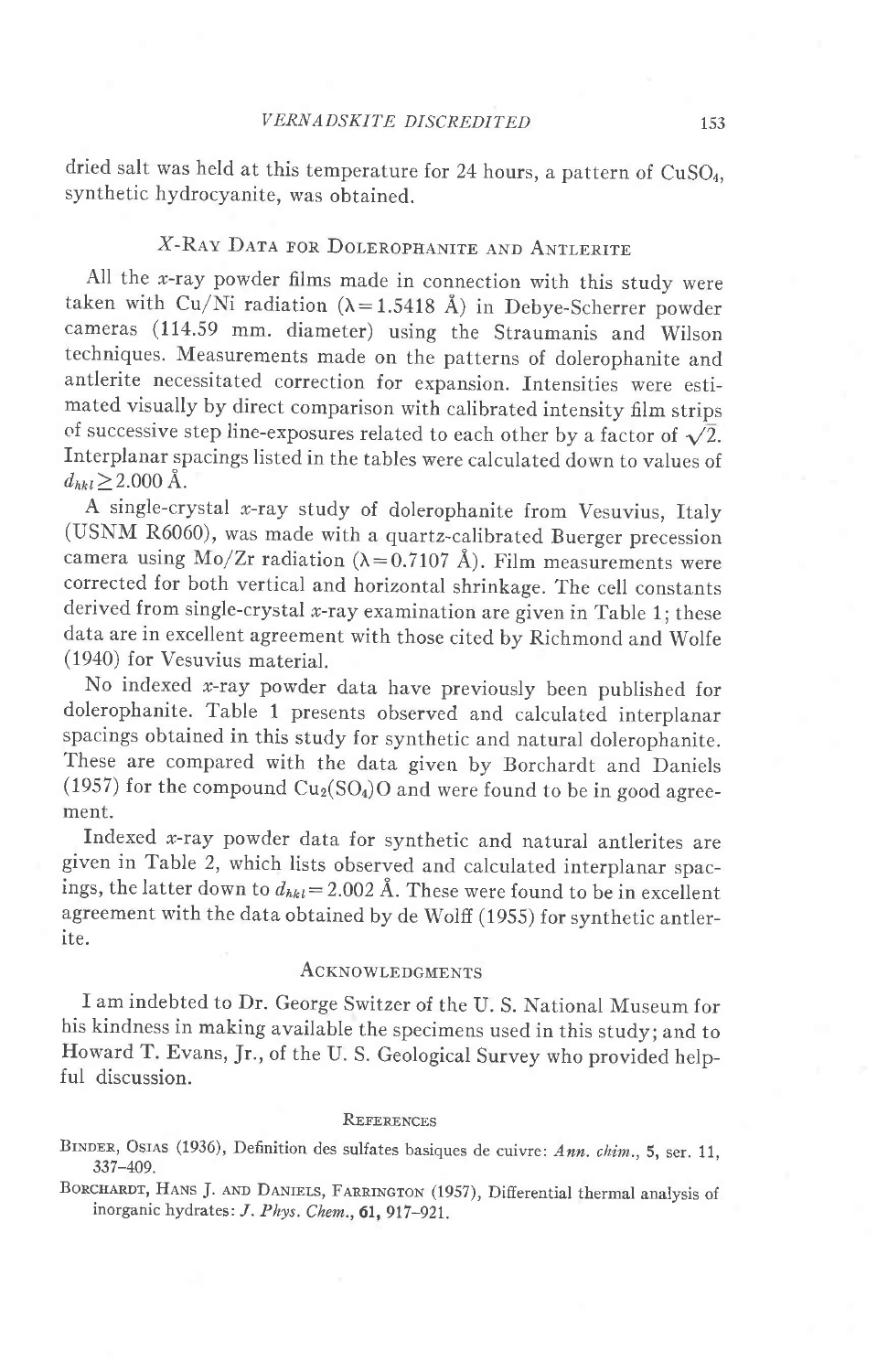dried salt was held at this temperature for 24 hours, a pattern of $CuSO_4$, synthetic hydrocyanite, was obtained.

## X-Ray Data for Dolerophanite and Antlerite

All the x-ray powder films made in connection with this study were taken with Cu/Ni radiation ($\lambda = 1.5418$ Å) in Debye-Scherrer powder cameras (114.59 mm. diameter) using the Straumanis and Wilson techniques. Measurements made on the patterns of dolerophanite and antlerite necessitated correction for expansion. Intensities were estimated visually by direct comparison with calibrated intensity film strips of successive step line-exposures related to each other by a factor of $\sqrt{2}$. Interplanar spacings listed in the tables were calculated down to values of $d_{hkl} \geq 2.000$ Å.

A single-crystal x-ray study of dolerophanite from Vesuvius, Italy (USNM R6060), was made with a quartz-calibrated Buerger precession camera using Mo/Zr radiation ($\lambda = 0.7107$ Å). Film measurements were corrected for both vertical and horizontal shrinkage. The cell constants derived from single-crystal x-ray examination are given in Table 1; these data are in excellent agreement with those cited by Richmond and Wolfe (1940) for Vesuvius material.

No indexed x-ray powder data have previously been published for dolerophanite. Table 1 presents observed and calculated interplanar spacings obtained in this study for synthetic and natural dolerophanite. These are compared with the data given by Borchardt and Daniels (1957) for the compound $Cu_2(SO_4)O$ and were found to be in good agreement.

Indexed x-ray powder data for synthetic and natural antlerites are given in Table 2, which lists observed and calculated interplanar spacings, the latter down to $d_{hkl} = 2.002$ Å. These were found to be in excellent agreement with the data obtained by de Wolff (1955) for synthetic antlerite.

## Acknowledgments

I am indebted to Dr. George Switzer of the U. S. National Museum for his kindness in making available the specimens used in this study; and to Howard T. Evans, Jr., of the U. S. Geological Survey who provided helpful discussion.

## References

Binder, Osias (1936), Definition des sulfates basiques de cuivre: *Ann. chim.*, **5**, ser. 11, 337–409.

Borchardt, Hans J. and Daniels, Farrington (1957), Differential thermal analysis of inorganic hydrates: *J. Phys. Chem.*, **61**, 917–921.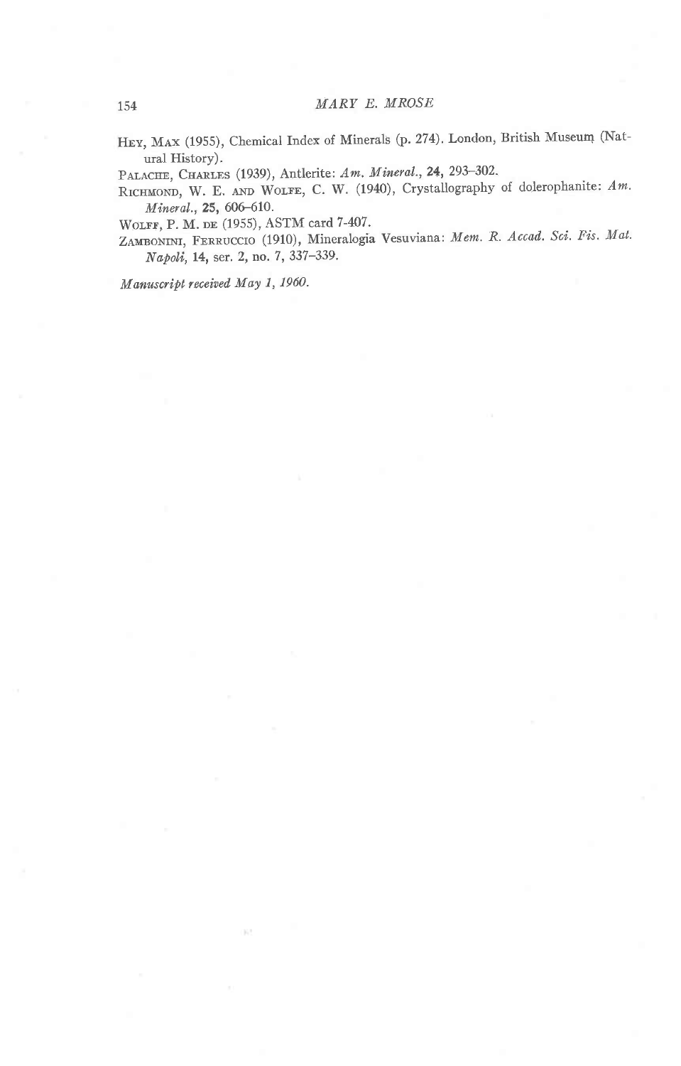Hey, Max (1955), Chemical Index of Minerals (p. 274). London, British Museum (Natural History).

Palache, Charles (1939), Antlerite: *Am. Mineral.*, **24**, 293–302.

Richmond, W. E. and Wolfe, C. W. (1940), Crystallography of dolerophanite: *Am. Mineral.*, **25**, 606–610.

Wolff, P. M. de (1955), ASTM card 7-407.

Zambonini, Ferruccio (1910), Mineralogia Vesuviana: *Mem. R. Accad. Sci. Fis. Mat. Napoli*, **14**, ser. 2, no. 7, 337–339.

*Manuscript received May 1, 1960.*